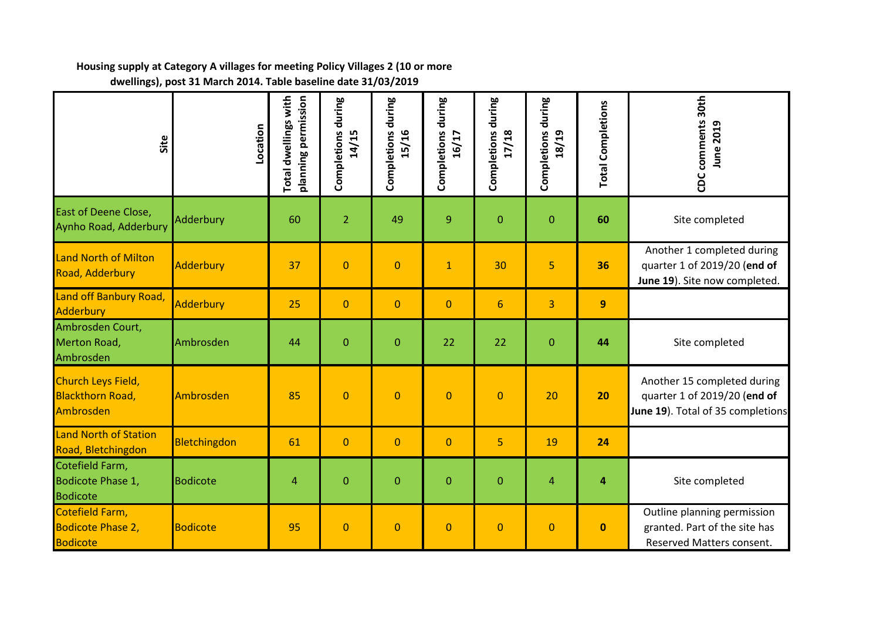**Housing supply at Category A villages for meeting Policy Villages 2 (10 or more dwellings), post 31 March 2014. Table baseline date 31/03/2019**

| Site | Location | Total dwellings with planning permission | Completions during 14/15 | Completions during 15/16 | Completions during 16/17 | Completions during 17/18 | Completions during 18/19 | Total Completions | CDC comments 30th June 2019 |
|---|---|---|---|---|---|---|---|---|---|
| East of Deene Close, Aynho Road, Adderbury | Adderbury | 60 | 2 | 49 | 9 | 0 | 0 | **60** | Site completed |
| Land North of Milton Road, Adderbury | Adderbury | 37 | 0 | 0 | 1 | 30 | 5 | **36** | Another 1 completed during quarter 1 of 2019/20 (**end of June 19**). Site now completed. |
| Land off Banbury Road, Adderbury | Adderbury | 25 | 0 | 0 | 0 | 6 | 3 | **9** | |
| Ambrosden Court, Merton Road, Ambrosden | Ambrosden | 44 | 0 | 0 | 22 | 22 | 0 | **44** | Site completed |
| Church Leys Field, Blackthorn Road, Ambrosden | Ambrosden | 85 | 0 | 0 | 0 | 0 | 20 | **20** | Another 15 completed during quarter 1 of 2019/20 (**end of June 19**). Total of 35 completions |
| Land North of Station Road, Bletchingdon | Bletchingdon | 61 | 0 | 0 | 0 | 5 | 19 | **24** | |
| Cotefield Farm, Bodicote Phase 1, Bodicote | Bodicote | 4 | 0 | 0 | 0 | 0 | 4 | **4** | Site completed |
| Cotefield Farm, Bodicote Phase 2, Bodicote | Bodicote | 95 | 0 | 0 | 0 | 0 | 0 | **0** | Outline planning permission granted. Part of the site has Reserved Matters consent. |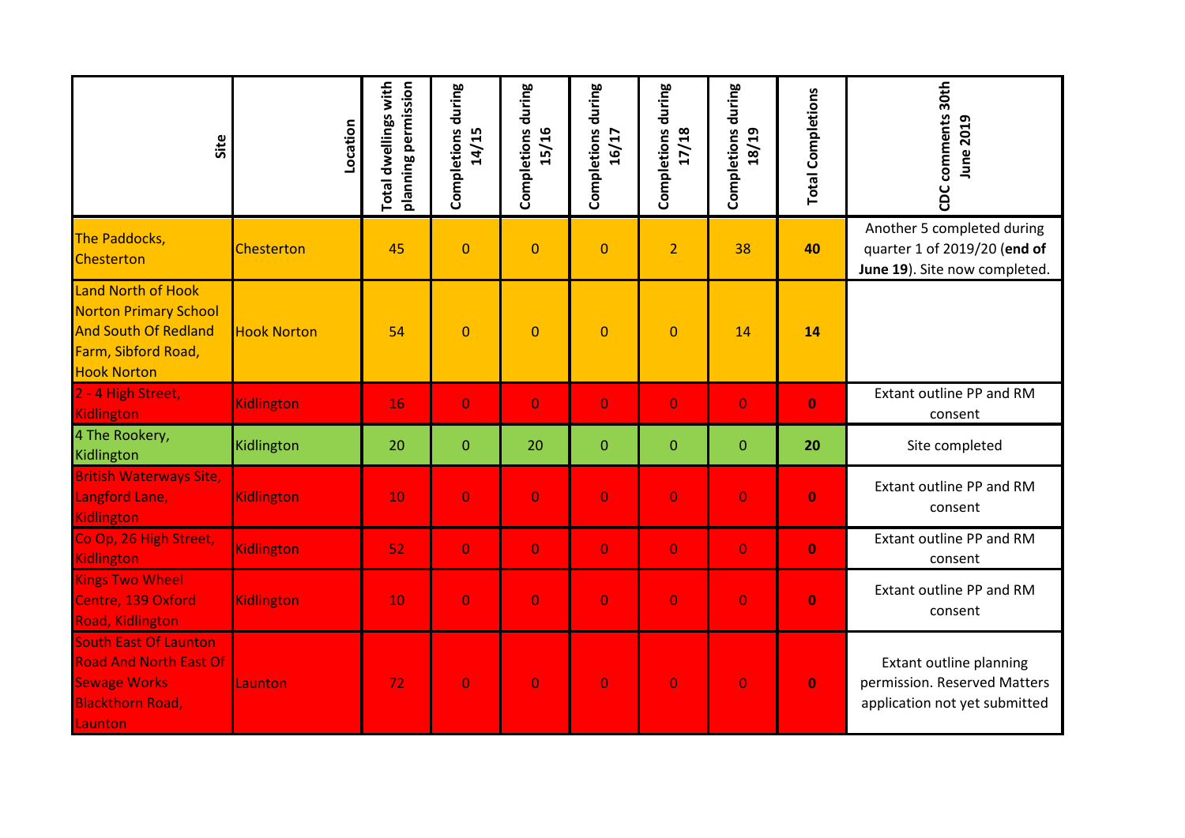| Site | Location | Total dwellings with planning permission | Completions during 14/15 | Completions during 15/16 | Completions during 16/17 | Completions during 17/18 | Completions during 18/19 | Total Completions | CDC comments 30th June 2019 |
|---|---|---|---|---|---|---|---|---|---|
| The Paddocks, Chesterton | Chesterton | 45 | 0 | 0 | 0 | 2 | 38 | **40** | Another 5 completed during quarter 1 of 2019/20 (**end of June 19**). Site now completed. |
| Land North of Hook Norton Primary School And South Of Redland Farm, Sibford Road, Hook Norton | Hook Norton | 54 | 0 | 0 | 0 | 0 | 14 | **14** | |
| 2 - 4 High Street, Kidlington | Kidlington | 16 | 0 | 0 | 0 | 0 | 0 | **0** | Extant outline PP and RM consent |
| 4 The Rookery, Kidlington | Kidlington | 20 | 0 | 20 | 0 | 0 | 0 | **20** | Site completed |
| British Waterways Site, Langford Lane, Kidlington | Kidlington | 10 | 0 | 0 | 0 | 0 | 0 | **0** | Extant outline PP and RM consent |
| Co Op, 26 High Street, Kidlington | Kidlington | 52 | 0 | 0 | 0 | 0 | 0 | **0** | Extant outline PP and RM consent |
| Kings Two Wheel Centre, 139 Oxford Road, Kidlington | Kidlington | 10 | 0 | 0 | 0 | 0 | 0 | **0** | Extant outline PP and RM consent |
| South East Of Launton Road And North East Of Sewage Works Blackthorn Road, Launton | Launton | 72 | 0 | 0 | 0 | 0 | 0 | **0** | Extant outline planning permission. Reserved Matters application not yet submitted |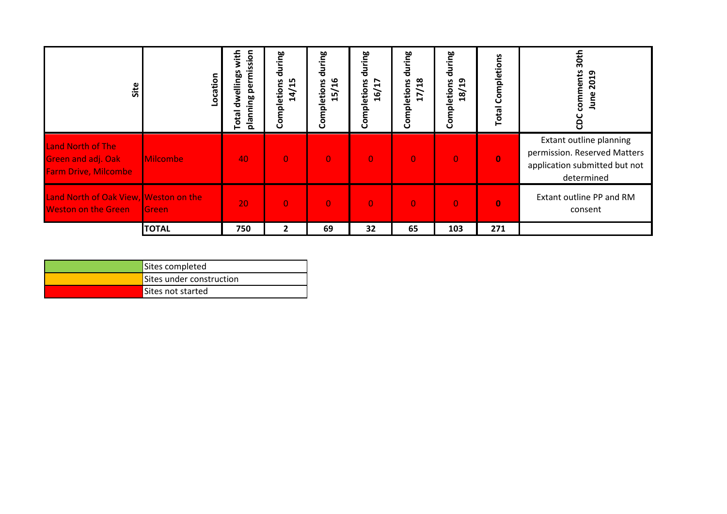| Site | Location | Total dwellings with planning permission | Completions during 14/15 | Completions during 15/16 | Completions during 16/17 | Completions during 17/18 | Completions during 18/19 | Total Completions | CDC comments 30th June 2019 |
|---|---|---|---|---|---|---|---|---|---|
| Land North of The Green and adj. Oak Farm Drive, Milcombe | Milcombe | 40 | 0 | 0 | 0 | 0 | 0 | **0** | Extant outline planning permission. Reserved Matters application submitted but not determined |
| Land North of Oak View, Weston on the Green | Weston on the Green | 20 | 0 | 0 | 0 | 0 | 0 | **0** | Extant outline PP and RM consent |
| | **TOTAL** | **750** | **2** | **69** | **32** | **65** | **103** | **271** | |

| | |
|---|---|
| (green) | Sites completed |
| (amber) | Sites under construction |
| (red) | Sites not started |